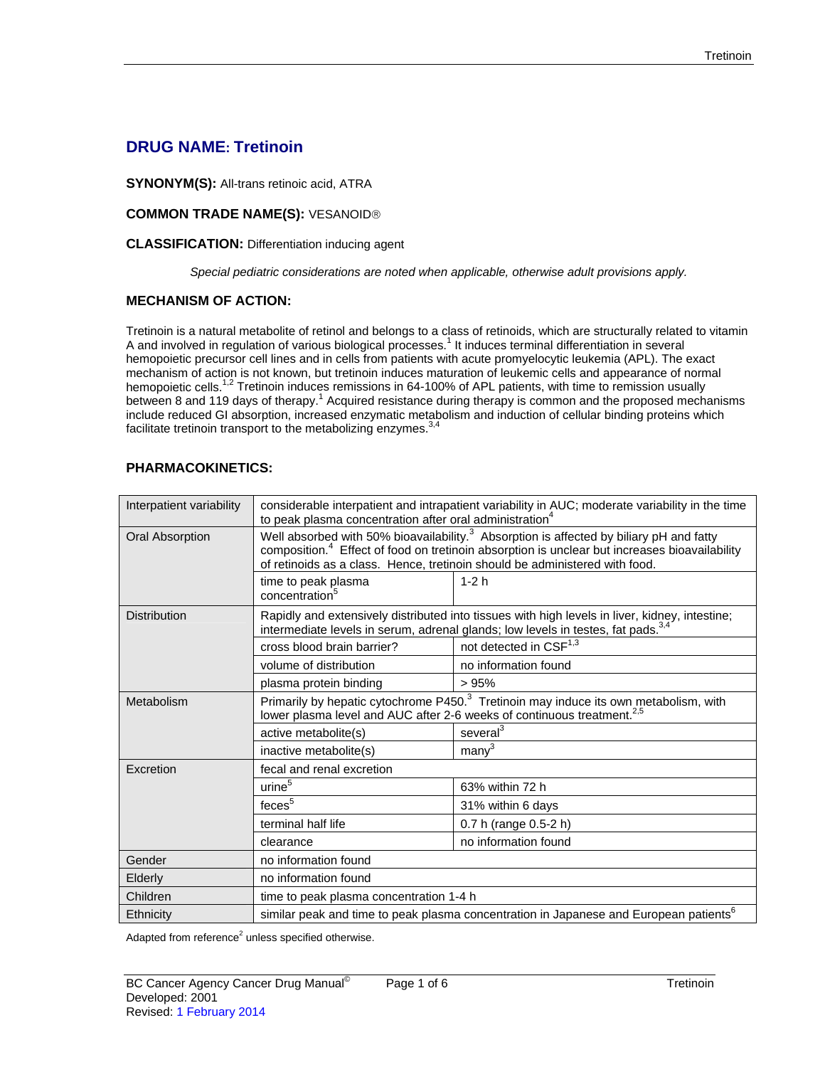## DRUG NAME: Tretinoin

**SYNONYM(S):** All-trans retinoic acid, ATRA

**COMMON TRADE NAME(S):** VESANOID®

**CLASSIFICATION:** Differentiation inducing agent

*Special pediatric considerations are noted when applicable, otherwise adult provisions apply.*

### MECHANISM OF ACTION:

Tretinoin is a natural metabolite of retinol and belongs to a class of retinoids, which are structurally related to vitamin A and involved in regulation of various biological processes.[1] It induces terminal differentiation in several hemopoietic precursor cell lines and in cells from patients with acute promyelocytic leukemia (APL). The exact mechanism of action is not known, but tretinoin induces maturation of leukemic cells and appearance of normal hemopoietic cells.[1,2] Tretinoin induces remissions in 64-100% of APL patients, with time to remission usually between 8 and 119 days of therapy.[1] Acquired resistance during therapy is common and the proposed mechanisms include reduced GI absorption, increased enzymatic metabolism and induction of cellular binding proteins which facilitate tretinoin transport to the metabolizing enzymes.[3,4]

### PHARMACOKINETICS:

| | | |
|---|---|---|
| Interpatient variability | considerable interpatient and intrapatient variability in AUC; moderate variability in the time to peak plasma concentration after oral administration[4] | |
| Oral Absorption | Well absorbed with 50% bioavailability.[3] Absorption is affected by biliary pH and fatty composition.[4] Effect of food on tretinoin absorption is unclear but increases bioavailability of retinoids as a class. Hence, tretinoin should be administered with food. | |
| | time to peak plasma concentration[5] | 1-2 h |
| Distribution | Rapidly and extensively distributed into tissues with high levels in liver, kidney, intestine; intermediate levels in serum, adrenal glands; low levels in testes, fat pads.[3,4] | |
| | cross blood brain barrier? | not detected in CSF[1,3] |
| | volume of distribution | no information found |
| | plasma protein binding | > 95% |
| Metabolism | Primarily by hepatic cytochrome P450.[3] Tretinoin may induce its own metabolism, with lower plasma level and AUC after 2-6 weeks of continuous treatment.[2,5] | |
| | active metabolite(s) | several[3] |
| | inactive metabolite(s) | many[3] |
| Excretion | fecal and renal excretion | |
| | urine[5] | 63% within 72 h |
| | feces[5] | 31% within 6 days |
| | terminal half life | 0.7 h (range 0.5-2 h) |
| | clearance | no information found |
| Gender | no information found | |
| Elderly | no information found | |
| Children | time to peak plasma concentration 1-4 h | |
| Ethnicity | similar peak and time to peak plasma concentration in Japanese and European patients[6] | |

Adapted from reference[2] unless specified otherwise.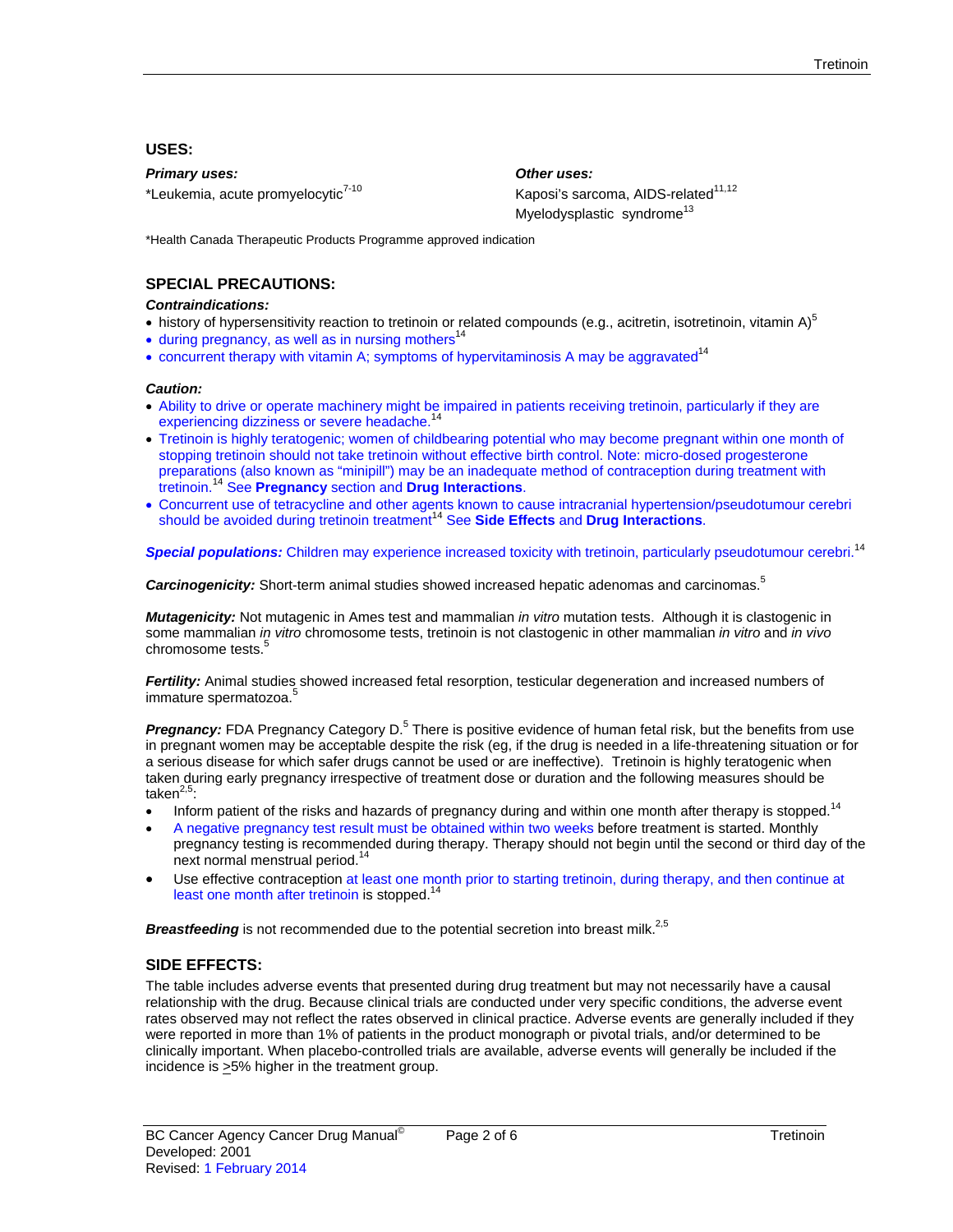## USES:

***Primary uses:***

*Leukemia, acute promyelocytic[7-10]

***Other uses:***

Kaposi's sarcoma, AIDS-related[11,12]

Myelodysplastic syndrome[13]

*Health Canada Therapeutic Products Programme approved indication

## SPECIAL PRECAUTIONS:

***Contraindications:***

- history of hypersensitivity reaction to tretinoin or related compounds (e.g., acitretin, isotretinoin, vitamin A)[5]
- during pregnancy, as well as in nursing mothers[14]
- concurrent therapy with vitamin A; symptoms of hypervitaminosis A may be aggravated[14]

***Caution:***

- Ability to drive or operate machinery might be impaired in patients receiving tretinoin, particularly if they are experiencing dizziness or severe headache.[14]
- Tretinoin is highly teratogenic; women of childbearing potential who may become pregnant within one month of stopping tretinoin should not take tretinoin without effective birth control. Note: micro-dosed progesterone preparations (also known as "minipill") may be an inadequate method of contraception during treatment with tretinoin.[14] See **Pregnancy** section and **Drug Interactions**.
- Concurrent use of tetracycline and other agents known to cause intracranial hypertension/pseudotumour cerebri should be avoided during tretinoin treatment[14] See **Side Effects** and **Drug Interactions**.

***Special populations:*** Children may experience increased toxicity with tretinoin, particularly pseudotumour cerebri.[14]

***Carcinogenicity:*** Short-term animal studies showed increased hepatic adenomas and carcinomas.[5]

***Mutagenicity:*** Not mutagenic in Ames test and mammalian *in vitro* mutation tests. Although it is clastogenic in some mammalian *in vitro* chromosome tests, tretinoin is not clastogenic in other mammalian *in vitro* and *in vivo* chromosome tests.[5]

***Fertility:*** Animal studies showed increased fetal resorption, testicular degeneration and increased numbers of immature spermatozoa.[5]

***Pregnancy:*** FDA Pregnancy Category D.[5] There is positive evidence of human fetal risk, but the benefits from use in pregnant women may be acceptable despite the risk (eg, if the drug is needed in a life-threatening situation or for a serious disease for which safer drugs cannot be used or are ineffective). Tretinoin is highly teratogenic when taken during early pregnancy irrespective of treatment dose or duration and the following measures should be taken[2,5]:

- Inform patient of the risks and hazards of pregnancy during and within one month after therapy is stopped.[14]
- A negative pregnancy test result must be obtained within two weeks before treatment is started. Monthly pregnancy testing is recommended during therapy. Therapy should not begin until the second or third day of the next normal menstrual period.[14]
- Use effective contraception at least one month prior to starting tretinoin, during therapy, and then continue at least one month after tretinoin is stopped.[14]

***Breastfeeding*** is not recommended due to the potential secretion into breast milk.[2,5]

## SIDE EFFECTS:

The table includes adverse events that presented during drug treatment but may not necessarily have a causal relationship with the drug. Because clinical trials are conducted under very specific conditions, the adverse event rates observed may not reflect the rates observed in clinical practice. Adverse events are generally included if they were reported in more than 1% of patients in the product monograph or pivotal trials, and/or determined to be clinically important. When placebo-controlled trials are available, adverse events will generally be included if the incidence is ≥5% higher in the treatment group.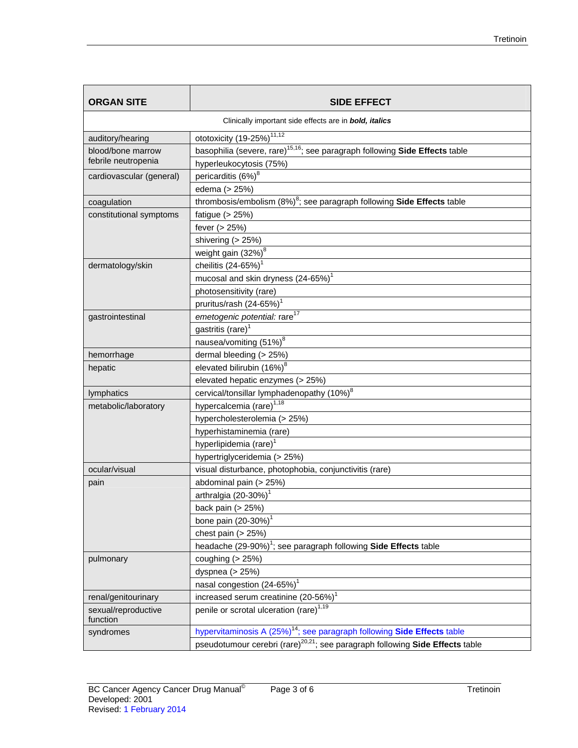| ORGAN SITE | SIDE EFFECT |
|---|---|
| Clinically important side effects are in ***bold, italics*** | |
| auditory/hearing | ototoxicity (19-25%)[11,12] |
| blood/bone marrow febrile neutropenia | basophilia (severe, rare)[15,16]; see paragraph following **Side Effects** table |
| | hyperleukocytosis (75%) |
| cardiovascular (general) | pericarditis (6%)[8] |
| | edema (> 25%) |
| coagulation | thrombosis/embolism (8%)[8]; see paragraph following **Side Effects** table |
| constitutional symptoms | fatigue (> 25%) |
| | fever (> 25%) |
| | shivering (> 25%) |
| | weight gain (32%)[8] |
| dermatology/skin | cheilitis (24-65%)[1] |
| | mucosal and skin dryness (24-65%)[1] |
| | photosensitivity (rare) |
| | pruritus/rash (24-65%)[1] |
| gastrointestinal | *emetogenic potential:* rare[17] |
| | gastritis (rare)[1] |
| | nausea/vomiting (51%)[8] |
| hemorrhage | dermal bleeding (> 25%) |
| hepatic | elevated bilirubin (16%)[8] |
| | elevated hepatic enzymes (> 25%) |
| lymphatics | cervical/tonsillar lymphadenopathy (10%)[8] |
| metabolic/laboratory | hypercalcemia (rare)[1,18] |
| | hypercholesterolemia (> 25%) |
| | hyperhistaminemia (rare) |
| | hyperlipidemia (rare)[1] |
| | hypertriglyceridemia (> 25%) |
| ocular/visual | visual disturbance, photophobia, conjunctivitis (rare) |
| pain | abdominal pain (> 25%) |
| | arthralgia (20-30%)[1] |
| | back pain (> 25%) |
| | bone pain (20-30%)[1] |
| | chest pain (> 25%) |
| | headache (29-90%)[1]; see paragraph following **Side Effects** table |
| pulmonary | coughing (> 25%) |
| | dyspnea (> 25%) |
| | nasal congestion (24-65%)[1] |
| renal/genitourinary | increased serum creatinine (20-56%)[1] |
| sexual/reproductive function | penile or scrotal ulceration (rare)[1,19] |
| syndromes | hypervitaminosis A (25%)[14]; see paragraph following **Side Effects** table |
| | pseudotumour cerebri (rare)[20,21]; see paragraph following **Side Effects** table |

BC Cancer Agency Cancer Drug Manual©
Developed: 2001
Revised: 1 February 2014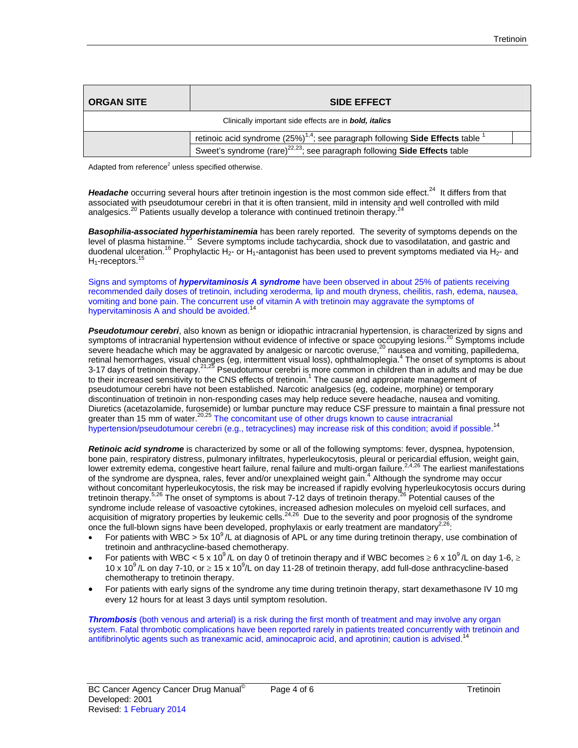| ORGAN SITE | SIDE EFFECT |
|---|---|
| Clinically important side effects are in ***bold, italics*** | |
| | retinoic acid syndrome (25%)[1,4]; see paragraph following **Side Effects** table [1] |
| | Sweet's syndrome (rare)[22,23]; see paragraph following **Side Effects** table |

Adapted from reference[2] unless specified otherwise.

***Headache*** occurring several hours after tretinoin ingestion is the most common side effect.[24] It differs from that associated with pseudotumour cerebri in that it is often transient, mild in intensity and well controlled with mild analgesics.[20] Patients usually develop a tolerance with continued tretinoin therapy.[24]

***Basophilia-associated hyperhistaminemia*** has been rarely reported. The severity of symptoms depends on the level of plasma histamine.[15] Severe symptoms include tachycardia, shock due to vasodilatation, and gastric and duodenal ulceration.[16] Prophylactic $H_2$- or $H_1$-antagonist has been used to prevent symptoms mediated via $H_2$- and $H_1$-receptors.[15]

Signs and symptoms of ***hypervitaminosis A syndrome*** have been observed in about 25% of patients receiving recommended daily doses of tretinoin, including xeroderma, lip and mouth dryness, cheilitis, rash, edema, nausea, vomiting and bone pain. The concurrent use of vitamin A with tretinoin may aggravate the symptoms of hypervitaminosis A and should be avoided.[14]

***Pseudotumour cerebri***, also known as benign or idiopathic intracranial hypertension, is characterized by signs and symptoms of intracranial hypertension without evidence of infective or space occupying lesions.[20] Symptoms include severe headache which may be aggravated by analgesic or narcotic overuse,[20] nausea and vomiting, papilledema, retinal hemorrhages, visual changes (eg, intermittent visual loss), ophthalmoplegia.[4] The onset of symptoms is about 3-17 days of tretinoin therapy.[21,25] Pseudotumour cerebri is more common in children than in adults and may be due to their increased sensitivity to the CNS effects of tretinoin.[1] The cause and appropriate management of pseudotumour cerebri have not been established. Narcotic analgesics (eg, codeine, morphine) or temporary discontinuation of tretinoin in non-responding cases may help reduce severe headache, nausea and vomiting. Diuretics (acetazolamide, furosemide) or lumbar puncture may reduce CSF pressure to maintain a final pressure not greater than 15 mm of water.[20,25] The concomitant use of other drugs known to cause intracranial hypertension/pseudotumour cerebri (e.g., tetracyclines) may increase risk of this condition; avoid if possible.[14]

***Retinoic acid syndrome*** is characterized by some or all of the following symptoms: fever, dyspnea, hypotension, bone pain, respiratory distress, pulmonary infiltrates, hyperleukocytosis, pleural or pericardial effusion, weight gain, lower extremity edema, congestive heart failure, renal failure and multi-organ failure.[2,4,26] The earliest manifestations of the syndrome are dyspnea, rales, fever and/or unexplained weight gain.[4] Although the syndrome may occur without concomitant hyperleukocytosis, the risk may be increased if rapidly evolving hyperleukocytosis occurs during tretinoin therapy.[5,26] The onset of symptoms is about 7-12 days of tretinoin therapy.[26] Potential causes of the syndrome include release of vasoactive cytokines, increased adhesion molecules on myeloid cell surfaces, and acquisition of migratory properties by leukemic cells.[24,26] Due to the severity and poor prognosis of the syndrome once the full-blown signs have been developed, prophylaxis or early treatment are mandatory[2,26]:

- For patients with WBC > 5x $10^9$/L at diagnosis of APL or any time during tretinoin therapy, use combination of tretinoin and anthracycline-based chemotherapy.
- For patients with WBC < 5 x $10^9$/L on day 0 of tretinoin therapy and if WBC becomes ≥ 6 x $10^9$/L on day 1-6, ≥ 10 x $10^9$/L on day 7-10, or ≥ 15 x $10^9$/L on day 11-28 of tretinoin therapy, add full-dose anthracycline-based chemotherapy to tretinoin therapy.
- For patients with early signs of the syndrome any time during tretinoin therapy, start dexamethasone IV 10 mg every 12 hours for at least 3 days until symptom resolution.

***Thrombosis*** (both venous and arterial) is a risk during the first month of treatment and may involve any organ system. Fatal thrombotic complications have been reported rarely in patients treated concurrently with tretinoin and antifibrinolytic agents such as tranexamic acid, aminocaproic acid, and aprotinin; caution is advised.[14]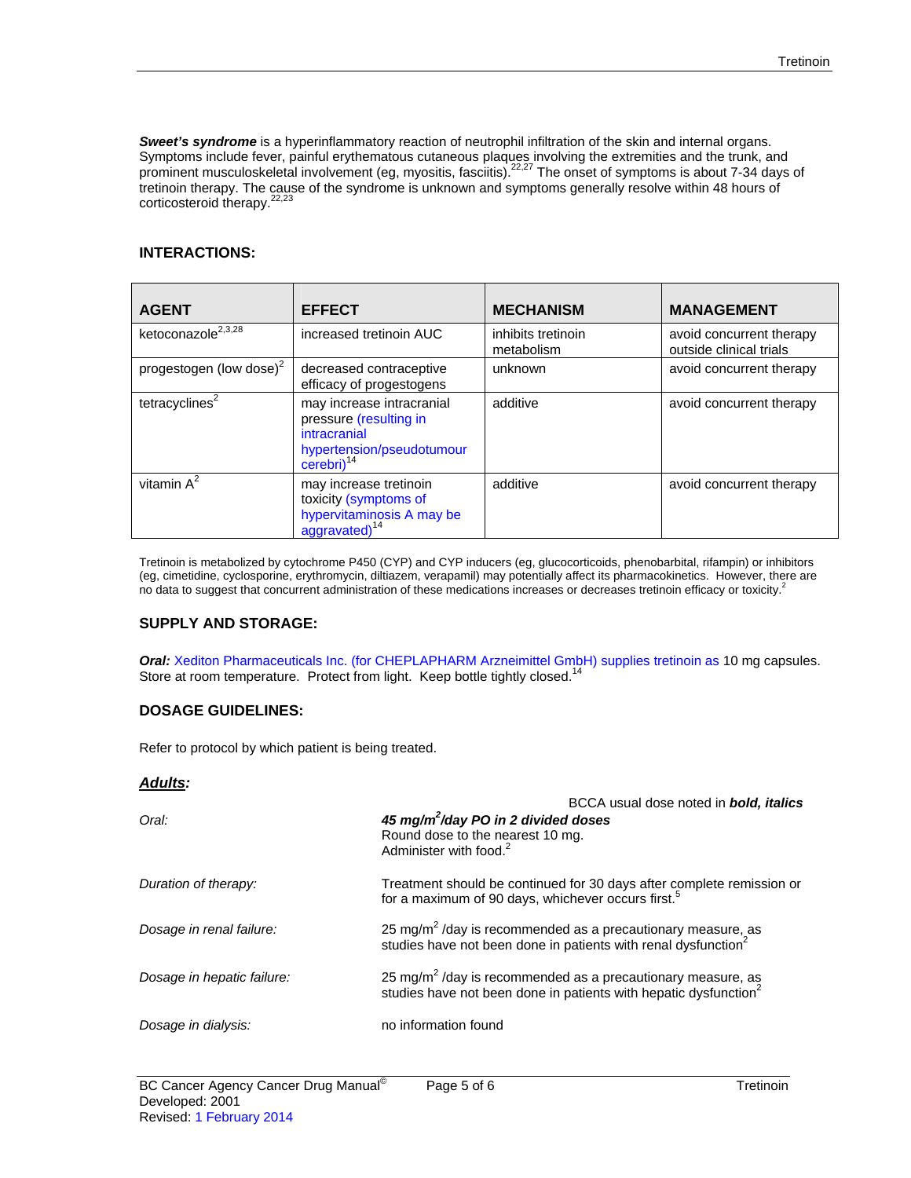***Sweet's syndrome*** is a hyperinflammatory reaction of neutrophil infiltration of the skin and internal organs. Symptoms include fever, painful erythematous cutaneous plaques involving the extremities and the trunk, and prominent musculoskeletal involvement (eg, myositis, fasciitis).[22,27] The onset of symptoms is about 7-34 days of tretinoin therapy. The cause of the syndrome is unknown and symptoms generally resolve within 48 hours of corticosteroid therapy.[22,23]

## INTERACTIONS:

| AGENT | EFFECT | MECHANISM | MANAGEMENT |
|---|---|---|---|
| ketoconazole[2,3,28] | increased tretinoin AUC | inhibits tretinoin metabolism | avoid concurrent therapy outside clinical trials |
| progestogen (low dose)[2] | decreased contraceptive efficacy of progestogens | unknown | avoid concurrent therapy |
| tetracyclines[2] | may increase intracranial pressure (resulting in intracranial hypertension/pseudotumour cerebri)[14] | additive | avoid concurrent therapy |
| vitamin A[2] | may increase tretinoin toxicity (symptoms of hypervitaminosis A may be aggravated)[14] | additive | avoid concurrent therapy |

Tretinoin is metabolized by cytochrome P450 (CYP) and CYP inducers (eg, glucocorticoids, phenobarbital, rifampin) or inhibitors (eg, cimetidine, cyclosporine, erythromycin, diltiazem, verapamil) may potentially affect its pharmacokinetics. However, there are no data to suggest that concurrent administration of these medications increases or decreases tretinoin efficacy or toxicity.[2]

## SUPPLY AND STORAGE:

***Oral:*** Xediton Pharmaceuticals Inc. (for CHEPLAPHARM Arzneimittel GmbH) supplies tretinoin as 10 mg capsules. Store at room temperature. Protect from light. Keep bottle tightly closed.[14]

## DOSAGE GUIDELINES:

Refer to protocol by which patient is being treated.

***Adults:***

BCCA usual dose noted in ***bold, italics***

| | |
|---|---|
| *Oral:* | ***45 mg/m²/day PO in 2 divided doses*** <br> Round dose to the nearest 10 mg. <br> Administer with food.[2] |
| *Duration of therapy:* | Treatment should be continued for 30 days after complete remission or for a maximum of 90 days, whichever occurs first.[5] |
| *Dosage in renal failure:* | 25 mg/m² /day is recommended as a precautionary measure, as studies have not been done in patients with renal dysfunction[2] |
| *Dosage in hepatic failure:* | 25 mg/m² /day is recommended as a precautionary measure, as studies have not been done in patients with hepatic dysfunction[2] |
| *Dosage in dialysis:* | no information found |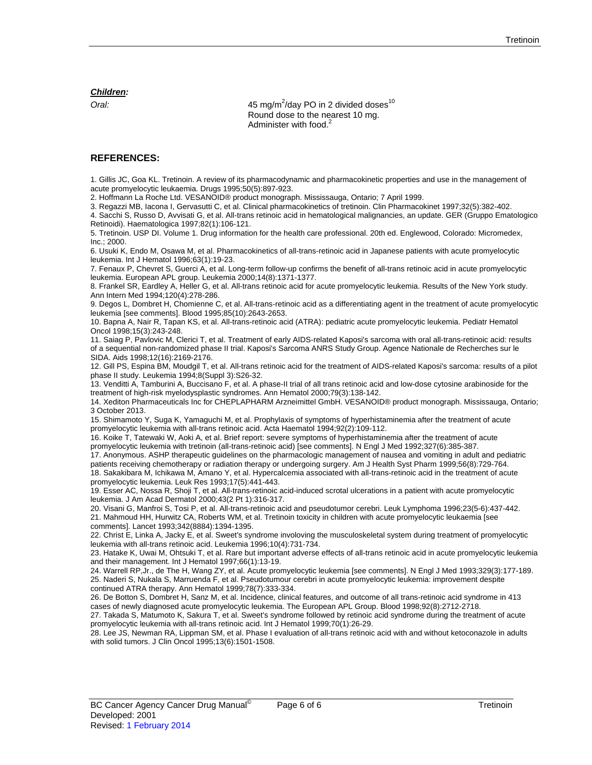***Children:***

*Oral:* 45 mg/m$^2$/day PO in 2 divided doses[10]
Round dose to the nearest 10 mg.
Administer with food.[2]

## REFERENCES:

1. Gillis JC, Goa KL. Tretinoin. A review of its pharmacodynamic and pharmacokinetic properties and use in the management of acute promyelocytic leukaemia. Drugs 1995;50(5):897-923.
2. Hoffmann La Roche Ltd. VESANOID® product monograph. Mississauga, Ontario; 7 April 1999.
3. Regazzi MB, Iacona I, Gervasutti C, et al. Clinical pharmacokinetics of tretinoin. Clin Pharmacokinet 1997;32(5):382-402.
4. Sacchi S, Russo D, Avvisati G, et al. All-trans retinoic acid in hematological malignancies, an update. GER (Gruppo Ematologico Retinoidi). Haematologica 1997;82(1):106-121.
5. Tretinoin. USP DI. Volume 1. Drug information for the health care professional. 20th ed. Englewood, Colorado: Micromedex, Inc.; 2000.
6. Usuki K, Endo M, Osawa M, et al. Pharmacokinetics of all-trans-retinoic acid in Japanese patients with acute promyelocytic leukemia. Int J Hematol 1996;63(1):19-23.
7. Fenaux P, Chevret S, Guerci A, et al. Long-term follow-up confirms the benefit of all-trans retinoic acid in acute promyelocytic leukemia. European APL group. Leukemia 2000;14(8):1371-1377.
8. Frankel SR, Eardley A, Heller G, et al. All-trans retinoic acid for acute promyelocytic leukemia. Results of the New York study. Ann Intern Med 1994;120(4):278-286.
9. Degos L, Dombret H, Chomienne C, et al. All-trans-retinoic acid as a differentiating agent in the treatment of acute promyelocytic leukemia [see comments]. Blood 1995;85(10):2643-2653.
10. Bapna A, Nair R, Tapan KS, et al. All-trans-retinoic acid (ATRA): pediatric acute promyelocytic leukemia. Pediatr Hematol Oncol 1998;15(3):243-248.
11. Saiag P, Pavlovic M, Clerici T, et al. Treatment of early AIDS-related Kaposi's sarcoma with oral all-trans-retinoic acid: results of a sequential non-randomized phase II trial. Kaposi's Sarcoma ANRS Study Group. Agence Nationale de Recherches sur le SIDA. Aids 1998;12(16):2169-2176.
12. Gill PS, Espina BM, Moudgil T, et al. All-trans retinoic acid for the treatment of AIDS-related Kaposi's sarcoma: results of a pilot phase II study. Leukemia 1994;8(Suppl 3):S26-32.
13. Venditti A, Tamburini A, Buccisano F, et al. A phase-II trial of all trans retinoic acid and low-dose cytosine arabinoside for the treatment of high-risk myelodysplastic syndromes. Ann Hematol 2000;79(3):138-142.
14. Xediton Pharmaceuticals Inc for CHEPLAPHARM Arzneimittel GmbH. VESANOID® product monograph. Mississauga, Ontario; 3 October 2013.
15. Shimamoto Y, Suga K, Yamaguchi M, et al. Prophylaxis of symptoms of hyperhistaminemia after the treatment of acute promyelocytic leukemia with all-trans retinoic acid. Acta Haematol 1994;92(2):109-112.
16. Koike T, Tatewaki W, Aoki A, et al. Brief report: severe symptoms of hyperhistaminemia after the treatment of acute promyelocytic leukemia with tretinoin (all-trans-retinoic acid) [see comments]. N Engl J Med 1992;327(6):385-387.
17. Anonymous. ASHP therapeutic guidelines on the pharmacologic management of nausea and vomiting in adult and pediatric patients receiving chemotherapy or radiation therapy or undergoing surgery. Am J Health Syst Pharm 1999;56(8):729-764.
18. Sakakibara M, Ichikawa M, Amano Y, et al. Hypercalcemia associated with all-trans-retinoic acid in the treatment of acute promyelocytic leukemia. Leuk Res 1993;17(5):441-443.
19. Esser AC, Nossa R, Shoji T, et al. All-trans-retinoic acid-induced scrotal ulcerations in a patient with acute promyelocytic leukemia. J Am Acad Dermatol 2000;43(2 Pt 1):316-317.
20. Visani G, Manfroi S, Tosi P, et al. All-trans-retinoic acid and pseudotumor cerebri. Leuk Lymphoma 1996;23(5-6):437-442.
21. Mahmoud HH, Hurwitz CA, Roberts WM, et al. Tretinoin toxicity in children with acute promyelocytic leukaemia [see comments]. Lancet 1993;342(8884):1394-1395.
22. Christ E, Linka A, Jacky E, et al. Sweet's syndrome involoving the musculoskeletal system during treatment of promyelocytic leukemia with all-trans retinoic acid. Leukemia 1996;10(4):731-734.
23. Hatake K, Uwai M, Ohtsuki T, et al. Rare but important adverse effects of all-trans retinoic acid in acute promyelocytic leukemia and their management. Int J Hematol 1997;66(1):13-19.
24. Warrell RP,Jr., de The H, Wang ZY, et al. Acute promyelocytic leukemia [see comments]. N Engl J Med 1993;329(3):177-189.
25. Naderi S, Nukala S, Marruenda F, et al. Pseudotumour cerebri in acute promyelocytic leukemia: improvement despite continued ATRA therapy. Ann Hematol 1999;78(7):333-334.
26. De Botton S, Dombret H, Sanz M, et al. Incidence, clinical features, and outcome of all trans-retinoic acid syndrome in 413 cases of newly diagnosed acute promyelocytic leukemia. The European APL Group. Blood 1998;92(8):2712-2718.
27. Takada S, Matumoto K, Sakura T, et al. Sweet's syndrome followed by retinoic acid syndrome during the treatment of acute promyelocytic leukemia with all-trans retinoic acid. Int J Hematol 1999;70(1):26-29.
28. Lee JS, Newman RA, Lippman SM, et al. Phase I evaluation of all-trans retinoic acid with and without ketoconazole in adults with solid tumors. J Clin Oncol 1995;13(6):1501-1508.

BC Cancer Agency Cancer Drug Manual©
Developed: 2001
Revised: 1 February 2014